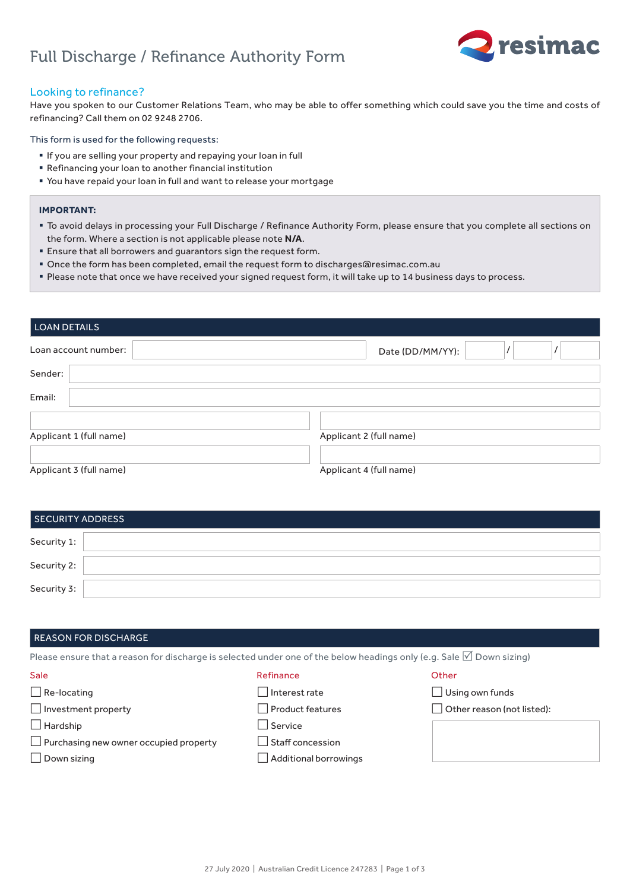# Full Discharge / Refinance Authority Form

## Looking to refinance?

Have you spoken to our Customer Relations Team, who may be able to offer something which could save you the time and costs of refinancing? Call them on 02 9248 2706.

This form is used for the following requests:

- If you are selling your property and repaying your loan in full
- Refinancing your loan to another financial institution
- You have repaid your loan in full and want to release your mortgage

**IMPORTANT:**

- To avoid delays in processing your Full Discharge / Refinance Authority Form, please ensure that you complete all sections on the form. Where a section is not applicable please note **N/A**.
- Ensure that all borrowers and guarantors sign the request form.
- Once the form has been completed, email the request form to discharges@resimac.com.au
- Please note that once we have received your signed request form, it will take up to 14 business days to process.

## LOAN DETAILS

Loan account number: ____________________ Date (DD/MM/YY): ____ / ____ / ____

Sender: ____________________

Email: ____________________

____________________
Applicant 1 (full name)

____________________
Applicant 2 (full name)

____________________
Applicant 3 (full name)

____________________
Applicant 4 (full name)

## SECURITY ADDRESS

Security 1: ____________________

Security 2: ____________________

Security 3: ____________________

## REASON FOR DISCHARGE

Please ensure that a reason for discharge is selected under one of the below headings only (e.g. Sale ☑ Down sizing)

**Sale**

- ☐ Re-locating
- ☐ Investment property
- ☐ Hardship
- ☐ Purchasing new owner occupied property
- ☐ Down sizing

**Refinance**

- ☐ Interest rate
- ☐ Product features
- ☐ Service
- ☐ Staff concession
- ☐ Additional borrowings

**Other**

- ☐ Using own funds
- ☐ Other reason (not listed): ____________________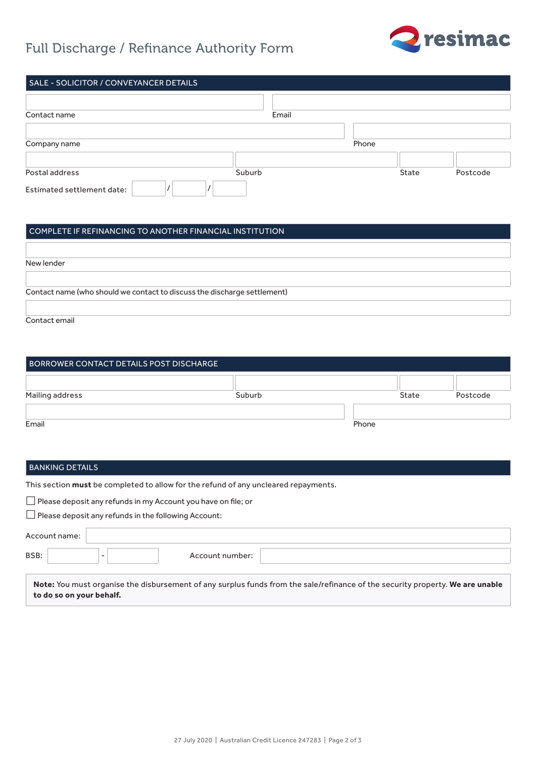# Full Discharge / Refinance Authority Form

## SALE - SOLICITOR / CONVEYANCER DETAILS

Contact name

Email

Company name

Phone

Postal address

Suburb

State

Postcode

Estimated settlement date: / /

## COMPLETE IF REFINANCING TO ANOTHER FINANCIAL INSTITUTION

New lender

Contact name (who should we contact to discuss the discharge settlement)

Contact email

## BORROWER CONTACT DETAILS POST DISCHARGE

Mailing address

Suburb

State

Postcode

Email

Phone

## BANKING DETAILS

This section **must** be completed to allow for the refund of any uncleared repayments.

☐ Please deposit any refunds in my Account you have on file; or

☐ Please deposit any refunds in the following Account:

Account name:

BSB: -

Account number:

**Note:** You must organise the disbursement of any surplus funds from the sale/refinance of the security property. **We are unable to do so on your behalf.**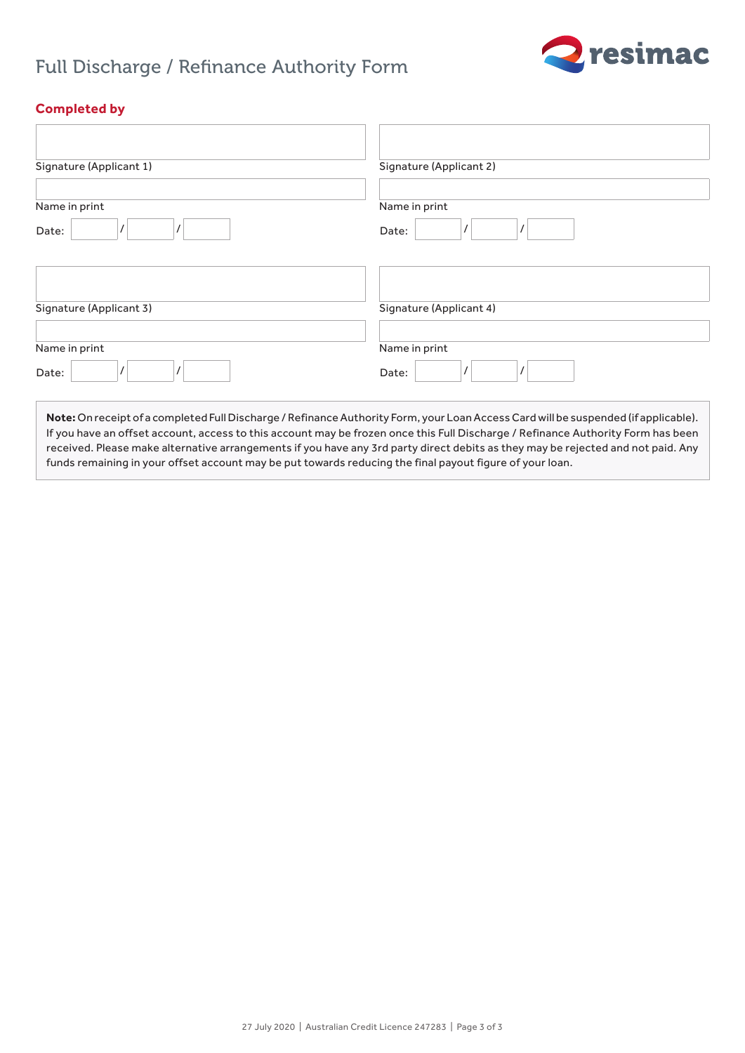# Full Discharge / Refinance Authority Form

## Completed by

Signature (Applicant 1)

Name in print

Date: / /

Signature (Applicant 2)

Name in print

Date: / /

Signature (Applicant 3)

Name in print

Date: / /

Signature (Applicant 4)

Name in print

Date: / /

**Note:** On receipt of a completed Full Discharge / Refinance Authority Form, your Loan Access Card will be suspended (if applicable). If you have an offset account, access to this account may be frozen once this Full Discharge / Refinance Authority Form has been received. Please make alternative arrangements if you have any 3rd party direct debits as they may be rejected and not paid. Any funds remaining in your offset account may be put towards reducing the final payout figure of your loan.

27 July 2020 | Australian Credit Licence 247283